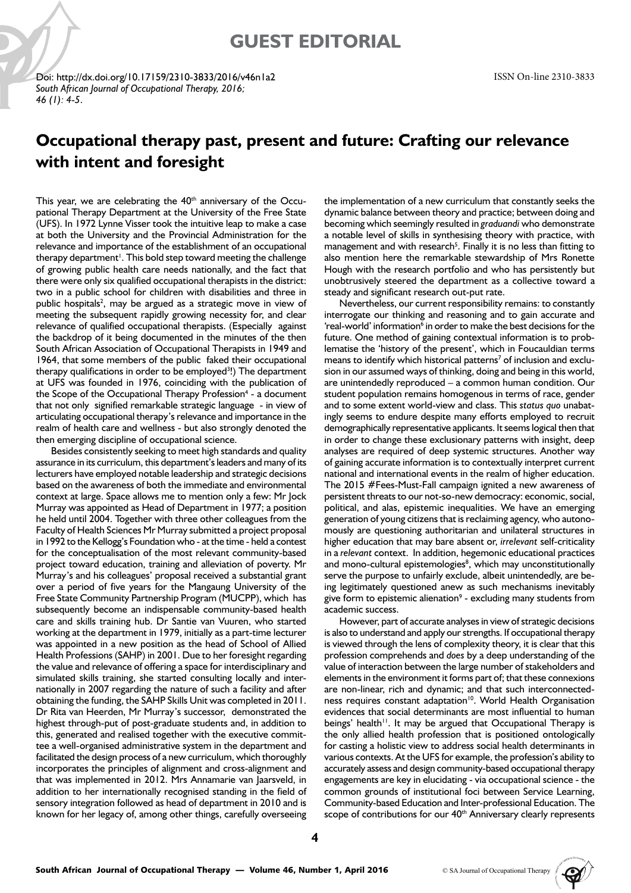# GUEST EDITORIAL

Doi: http://dx.doi.org/10.17159/2310-3833/2016/v46n1a2
*South African Journal of Occupational Therapy, 2016; 46 (1): 4-5.*

ISSN On-line 2310-3833

## Occupational therapy past, present and future: Crafting our relevance with intent and foresight

This year, we are celebrating the 40th anniversary of the Occupational Therapy Department at the University of the Free State (UFS). In 1972 Lynne Visser took the intuitive leap to make a case at both the University and the Provincial Administration for the relevance and importance of the establishment of an occupational therapy department[1]. This bold step toward meeting the challenge of growing public health care needs nationally, and the fact that there were only six qualified occupational therapists in the district: two in a public school for children with disabilities and three in public hospitals[2], may be argued as a strategic move in view of meeting the subsequent rapidly growing necessity for, and clear relevance of qualified occupational therapists. (Especially against the backdrop of it being documented in the minutes of the then South African Association of Occupational Therapists in 1949 and 1964, that some members of the public faked their occupational therapy qualifications in order to be employed[3]!) The department at UFS was founded in 1976, coinciding with the publication of the Scope of the Occupational Therapy Profession[4] - a document that not only signified remarkable strategic language - in view of articulating occupational therapy's relevance and importance in the realm of health care and wellness - but also strongly denoted the then emerging discipline of occupational science.

Besides consistently seeking to meet high standards and quality assurance in its curriculum, this department's leaders and many of its lecturers have employed notable leadership and strategic decisions based on the awareness of both the immediate and environmental context at large. Space allows me to mention only a few: Mr Jock Murray was appointed as Head of Department in 1977; a position he held until 2004. Together with three other colleagues from the Faculty of Health Sciences Mr Murray submitted a project proposal in 1992 to the Kellogg's Foundation who - at the time - held a contest for the conceptualisation of the most relevant community-based project toward education, training and alleviation of poverty. Mr Murray's and his colleagues' proposal received a substantial grant over a period of five years for the Mangaung University of the Free State Community Partnership Program (MUCPP), which has subsequently become an indispensable community-based health care and skills training hub. Dr Santie van Vuuren, who started working at the department in 1979, initially as a part-time lecturer was appointed in a new position as the head of School of Allied Health Professions (SAHP) in 2001. Due to her foresight regarding the value and relevance of offering a space for interdisciplinary and simulated skills training, she started consulting locally and internationally in 2007 regarding the nature of such a facility and after obtaining the funding, the SAHP Skills Unit was completed in 2011. Dr Rita van Heerden, Mr Murray's successor, demonstrated the highest through-put of post-graduate students and, in addition to this, generated and realised together with the executive committee a well-organised administrative system in the department and facilitated the design process of a new curriculum, which thoroughly incorporates the principles of alignment and cross-alignment and that was implemented in 2012. Mrs Annamarie van Jaarsveld, in addition to her internationally recognised standing in the field of sensory integration followed as head of department in 2010 and is known for her legacy of, among other things, carefully overseeing the implementation of a new curriculum that constantly seeks the dynamic balance between theory and practice; between doing and becoming which seemingly resulted in *graduandi* who demonstrate a notable level of skills in synthesising theory with practice, with management and with research[5]. Finally it is no less than fitting to also mention here the remarkable stewardship of Mrs Ronette Hough with the research portfolio and who has persistently but unobtrusively steered the department as a collective toward a steady and significant research out-put rate.

Nevertheless, our current responsibility remains: to constantly interrogate our thinking and reasoning and to gain accurate and 'real-world' information[6] in order to make the best decisions for the future. One method of gaining contextual information is to problematise the 'history of the present', which in Foucauldian terms means to identify which historical patterns[7] of inclusion and exclusion in our assumed ways of thinking, doing and being in this world, are unintendedly reproduced – a common human condition. Our student population remains homogenous in terms of race, gender and to some extent world-view and class. This *status quo* unabatingly seems to endure despite many efforts employed to recruit demographically representative applicants. It seems logical then that in order to change these exclusionary patterns with insight, deep analyses are required of deep systemic structures. Another way of gaining accurate information is to contextually interpret current national and international events in the realm of higher education. The 2015 #Fees-Must-Fall campaign ignited a new awareness of persistent threats to our not-so-new democracy: economic, social, political, and alas, epistemic inequalities. We have an emerging generation of young citizens that is reclaiming agency, who autonomously are questioning authoritarian and unilateral structures in higher education that may bare absent or, *irrelevant* self-criticality in a *relevant* context. In addition, hegemonic educational practices and mono-cultural epistemologies[8], which may unconstitutionally serve the purpose to unfairly exclude, albeit unintendedly, are being legitimately questioned anew as such mechanisms inevitably give form to epistemic alienation[9] - excluding many students from academic success.

However, part of accurate analyses in view of strategic decisions is also to understand and apply our strengths. If occupational therapy is viewed through the lens of complexity theory, it is clear that this profession comprehends and *does* by a deep understanding of the value of interaction between the large number of stakeholders and elements in the environment it forms part of; that these connexions are non-linear, rich and dynamic; and that such interconnectedness requires constant adaptation[10]. World Health Organisation evidences that social determinants are most influential to human beings' health[11]. It may be argued that Occupational Therapy is the only allied health profession that is positioned ontologically for casting a holistic view to address social health determinants in various contexts. At the UFS for example, the profession's ability to accurately assess and design community-based occupational therapy engagements are key in elucidating - via occupational science - the common grounds of institutional foci between Service Learning, Community-based Education and Inter-professional Education. The scope of contributions for our 40th Anniversary clearly represents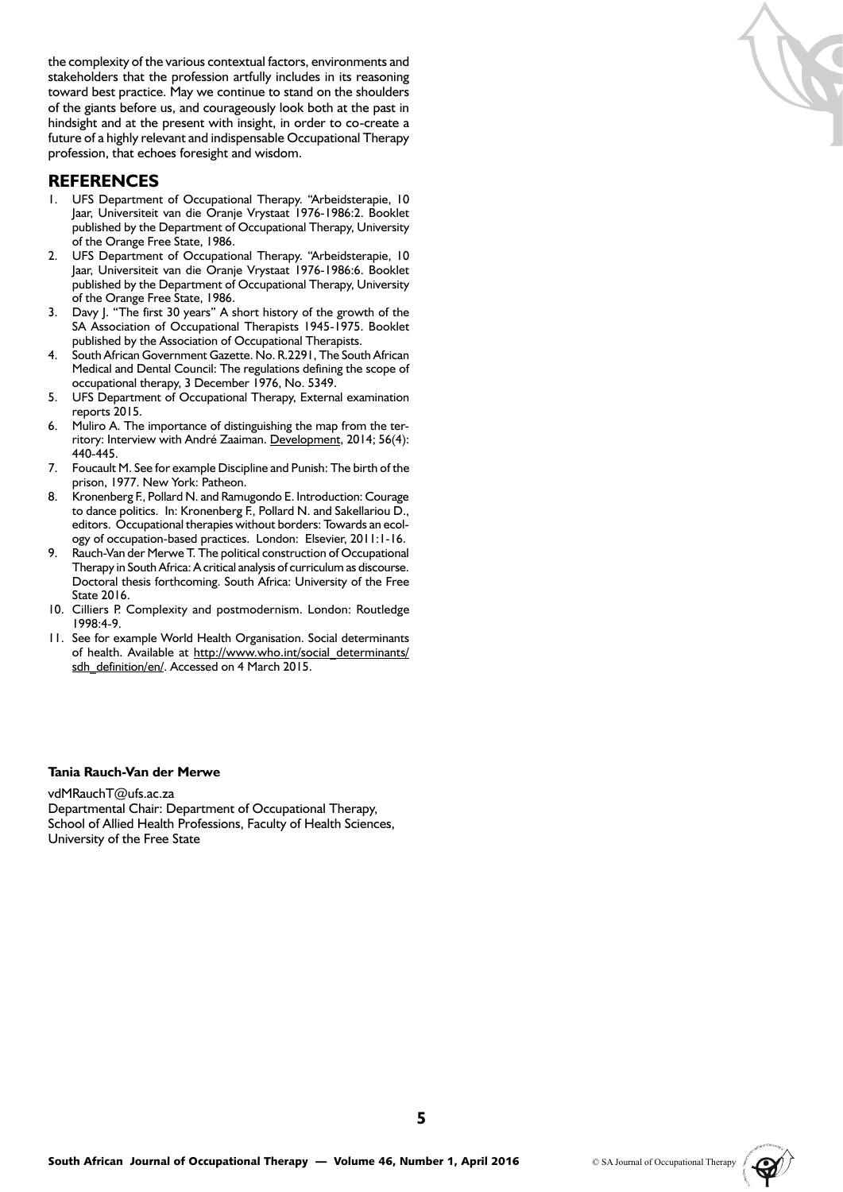the complexity of the various contextual factors, environments and stakeholders that the profession artfully includes in its reasoning toward best practice. May we continue to stand on the shoulders of the giants before us, and courageously look both at the past in hindsight and at the present with insight, in order to co-create a future of a highly relevant and indispensable Occupational Therapy profession, that echoes foresight and wisdom.

## REFERENCES

1. UFS Department of Occupational Therapy. "Arbeidsterapie, 10 Jaar, Universiteit van die Oranje Vrystaat 1976-1986:2. Booklet published by the Department of Occupational Therapy, University of the Orange Free State, 1986.
2. UFS Department of Occupational Therapy. "Arbeidsterapie, 10 Jaar, Universiteit van die Oranje Vrystaat 1976-1986:6. Booklet published by the Department of Occupational Therapy, University of the Orange Free State, 1986.
3. Davy J. "The first 30 years" A short history of the growth of the SA Association of Occupational Therapists 1945-1975. Booklet published by the Association of Occupational Therapists.
4. South African Government Gazette. No. R.2291, The South African Medical and Dental Council: The regulations defining the scope of occupational therapy, 3 December 1976, No. 5349.
5. UFS Department of Occupational Therapy, External examination reports 2015.
6. Muliro A. The importance of distinguishing the map from the territory: Interview with André Zaaiman. Development, 2014; 56(4): 440-445.
7. Foucault M. See for example Discipline and Punish: The birth of the prison, 1977. New York: Patheon.
8. Kronenberg F., Pollard N. and Ramugondo E. Introduction: Courage to dance politics. In: Kronenberg F., Pollard N. and Sakellariou D., editors. Occupational therapies without borders: Towards an ecology of occupation-based practices. London: Elsevier, 2011:1-16.
9. Rauch-Van der Merwe T. The political construction of Occupational Therapy in South Africa: A critical analysis of curriculum as discourse. Doctoral thesis forthcoming. South Africa: University of the Free State 2016.
10. Cilliers P. Complexity and postmodernism. London: Routledge 1998:4-9.
11. See for example World Health Organisation. Social determinants of health. Available at http://www.who.int/social_determinants/sdh_definition/en/. Accessed on 4 March 2015.

**Tania Rauch-Van der Merwe**

vdMRauchT@ufs.ac.za
Departmental Chair: Department of Occupational Therapy, School of Allied Health Professions, Faculty of Health Sciences, University of the Free State